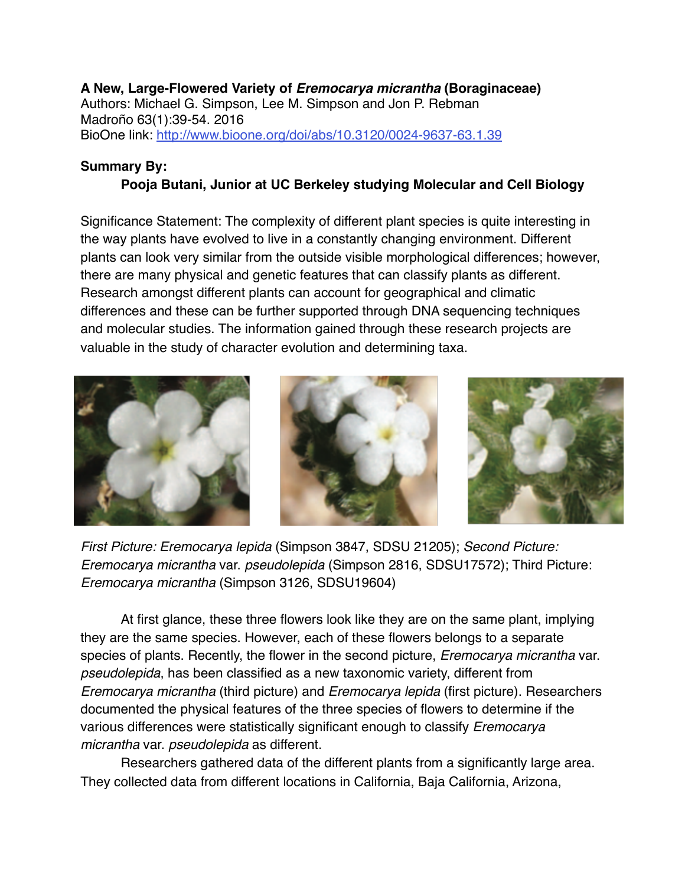**A New, Large-Flowered Variety of *Eremocarya micrantha* (Boraginaceae)**
Authors: Michael G. Simpson, Lee M. Simpson and Jon P. Rebman
Madroño 63(1):39-54. 2016
BioOne link: [http://www.bioone.org/doi/abs/10.3120/0024-9637-63.1.39](http://www.bioone.org/doi/abs/10.3120/0024-9637-63.1.39)

**Summary By:**

**Pooja Butani, Junior at UC Berkeley studying Molecular and Cell Biology**

Significance Statement: The complexity of different plant species is quite interesting in the way plants have evolved to live in a constantly changing environment. Different plants can look very similar from the outside visible morphological differences; however, there are many physical and genetic features that can classify plants as different. Research amongst different plants can account for geographical and climatic differences and these can be further supported through DNA sequencing techniques and molecular studies. The information gained through these research projects are valuable in the study of character evolution and determining taxa.

*First Picture: Eremocarya lepida* (Simpson 3847, SDSU 21205); *Second Picture: Eremocarya micrantha* var. *pseudolepida* (Simpson 2816, SDSU17572); Third Picture: *Eremocarya micrantha* (Simpson 3126, SDSU19604)

At first glance, these three flowers look like they are on the same plant, implying they are the same species. However, each of these flowers belongs to a separate species of plants. Recently, the flower in the second picture, *Eremocarya micrantha* var. *pseudolepida*, has been classified as a new taxonomic variety, different from *Eremocarya micrantha* (third picture) and *Eremocarya lepida* (first picture). Researchers documented the physical features of the three species of flowers to determine if the various differences were statistically significant enough to classify *Eremocarya micrantha* var. *pseudolepida* as different.

Researchers gathered data of the different plants from a significantly large area. They collected data from different locations in California, Baja California, Arizona,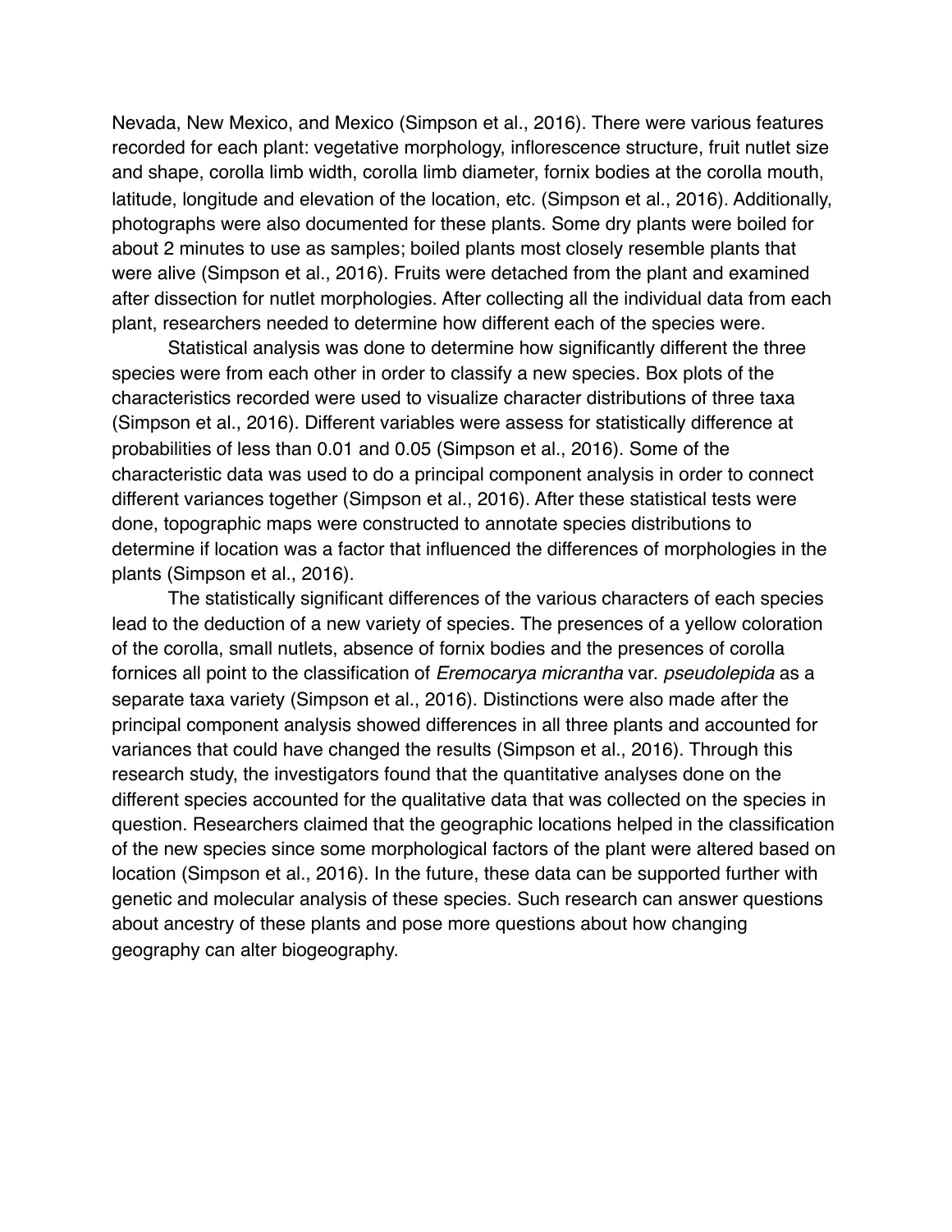Nevada, New Mexico, and Mexico (Simpson et al., 2016). There were various features recorded for each plant: vegetative morphology, inflorescence structure, fruit nutlet size and shape, corolla limb width, corolla limb diameter, fornix bodies at the corolla mouth, latitude, longitude and elevation of the location, etc. (Simpson et al., 2016). Additionally, photographs were also documented for these plants. Some dry plants were boiled for about 2 minutes to use as samples; boiled plants most closely resemble plants that were alive (Simpson et al., 2016). Fruits were detached from the plant and examined after dissection for nutlet morphologies. After collecting all the individual data from each plant, researchers needed to determine how different each of the species were.

Statistical analysis was done to determine how significantly different the three species were from each other in order to classify a new species. Box plots of the characteristics recorded were used to visualize character distributions of three taxa (Simpson et al., 2016). Different variables were assess for statistically difference at probabilities of less than 0.01 and 0.05 (Simpson et al., 2016). Some of the characteristic data was used to do a principal component analysis in order to connect different variances together (Simpson et al., 2016). After these statistical tests were done, topographic maps were constructed to annotate species distributions to determine if location was a factor that influenced the differences of morphologies in the plants (Simpson et al., 2016).

The statistically significant differences of the various characters of each species lead to the deduction of a new variety of species. The presences of a yellow coloration of the corolla, small nutlets, absence of fornix bodies and the presences of corolla fornices all point to the classification of *Eremocarya micrantha* var. *pseudolepida* as a separate taxa variety (Simpson et al., 2016). Distinctions were also made after the principal component analysis showed differences in all three plants and accounted for variances that could have changed the results (Simpson et al., 2016). Through this research study, the investigators found that the quantitative analyses done on the different species accounted for the qualitative data that was collected on the species in question. Researchers claimed that the geographic locations helped in the classification of the new species since some morphological factors of the plant were altered based on location (Simpson et al., 2016). In the future, these data can be supported further with genetic and molecular analysis of these species. Such research can answer questions about ancestry of these plants and pose more questions about how changing geography can alter biogeography.